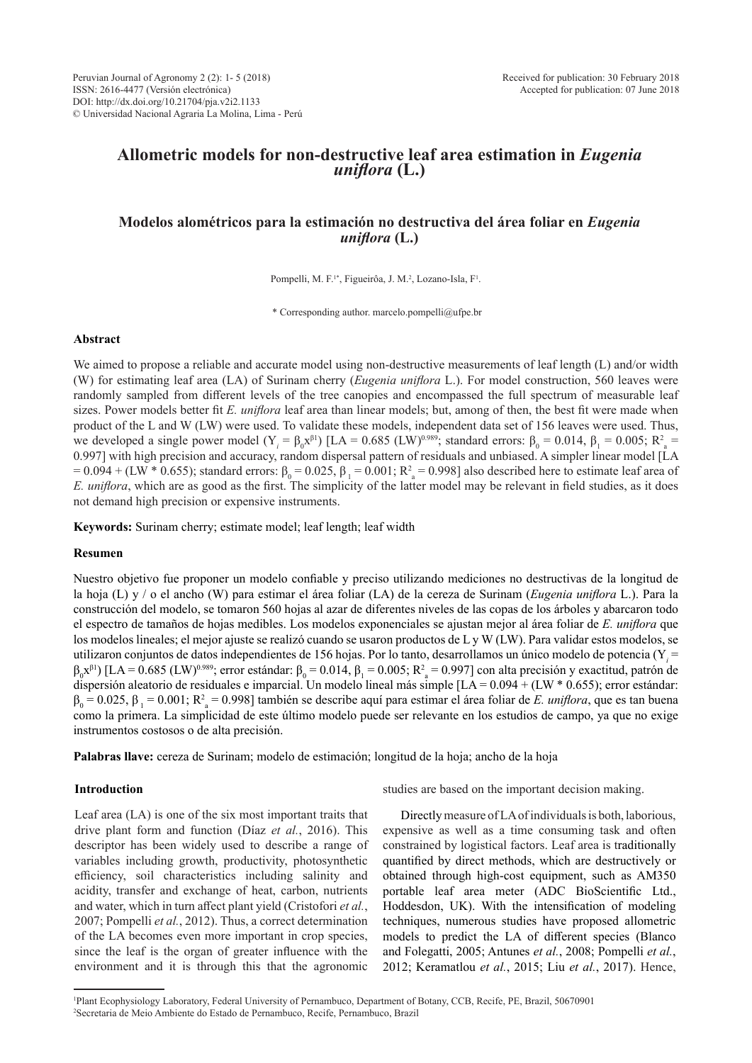Peruvian Journal of Agronomy 2 (2): 1- 5 (2018)
ISSN: 2616-4477 (Versión electrónica)
DOI: http://dx.doi.org/10.21704/pja.v2i2.1133
© Universidad Nacional Agraria La Molina, Lima - Perú

Received for publication: 30 February 2018
Accepted for publication: 07 June 2018

# Allometric models for non-destructive leaf area estimation in *Eugenia uniflora* (L.)

## Modelos alométricos para la estimación no destructiva del área foliar en *Eugenia uniflora* (L.)

Pompelli, M. F.[1*], Figueirôa, J. M.[2], Lozano-Isla, F[1].

\* Corresponding author. marcelo.pompelli@ufpe.br

### Abstract

We aimed to propose a reliable and accurate model using non-destructive measurements of leaf length (L) and/or width (W) for estimating leaf area (LA) of Surinam cherry (*Eugenia uniflora* L.). For model construction, 560 leaves were randomly sampled from different levels of the tree canopies and encompassed the full spectrum of measurable leaf sizes. Power models better fit *E. uniflora* leaf area than linear models; but, among of then, the best fit were made when product of the L and W (LW) were used. To validate these models, independent data set of 156 leaves were used. Thus, we developed a single power model ($Y_i = \beta_0 x^{\beta 1}$) [$LA = 0.685\ (LW)^{0.989}$; standard errors: $\beta_0 = 0.014$, $\beta_1 = 0.005$; $R^2_a = 0.997$] with high precision and accuracy, random dispersal pattern of residuals and unbiased. A simpler linear model [$LA = 0.094 + (LW * 0.655)$; standard errors: $\beta_0 = 0.025$, $\beta_1 = 0.001$; $R^2_a = 0.998$] also described here to estimate leaf area of *E. uniflora*, which are as good as the first. The simplicity of the latter model may be relevant in field studies, as it does not demand high precision or expensive instruments.

**Keywords:** Surinam cherry; estimate model; leaf length; leaf width

### Resumen

Nuestro objetivo fue proponer un modelo confiable y preciso utilizando mediciones no destructivas de la longitud de la hoja (L) y / o el ancho (W) para estimar el área foliar (LA) de la cereza de Surinam (*Eugenia uniflora* L.). Para la construcción del modelo, se tomaron 560 hojas al azar de diferentes niveles de las copas de los árboles y abarcaron todo el espectro de tamaños de hojas medibles. Los modelos exponenciales se ajustan mejor al área foliar de *E. uniflora* que los modelos lineales; el mejor ajuste se realizó cuando se usaron productos de L y W (LW). Para validar estos modelos, se utilizaron conjuntos de datos independientes de 156 hojas. Por lo tanto, desarrollamos un único modelo de potencia ($Y_i = \beta_0 x^{\beta 1}$) [$LA = 0.685\ (LW)^{0.989}$; error estándar: $\beta_0 = 0.014$, $\beta_1 = 0.005$; $R^2_a = 0.997$] con alta precisión y exactitud, patrón de dispersión aleatorio de residuales e imparcial. Un modelo lineal más simple [$LA = 0.094 + (LW * 0.655)$; error estándar: $\beta_0 = 0.025$, $\beta_1 = 0.001$; $R^2_a = 0.998$] también se describe aquí para estimar el área foliar de *E. uniflora*, que es tan buena como la primera. La simplicidad de este último modelo puede ser relevante en los estudios de campo, ya que no exige instrumentos costosos o de alta precisión.

**Palabras llave:** cereza de Surinam; modelo de estimación; longitud de la hoja; ancho de la hoja

### Introduction

Leaf area (LA) is one of the six most important traits that drive plant form and function (Díaz *et al.*, 2016). This descriptor has been widely used to describe a range of variables including growth, productivity, photosynthetic efficiency, soil characteristics including salinity and acidity, transfer and exchange of heat, carbon, nutrients and water, which in turn affect plant yield (Cristofori *et al.*, 2007; Pompelli *et al.*, 2012). Thus, a correct determination of the LA becomes even more important in crop species, since the leaf is the organ of greater influence with the environment and it is through this that the agronomic studies are based on the important decision making.

Directly measure of LA of individuals is both, laborious, expensive as well as a time consuming task and often constrained by logistical factors. Leaf area is traditionally quantified by direct methods, which are destructively or obtained through high-cost equipment, such as AM350 portable leaf area meter (ADC BioScientific Ltd., Hoddesdon, UK). With the intensification of modeling techniques, numerous studies have proposed allometric models to predict the LA of different species (Blanco and Folegatti, 2005; Antunes *et al.*, 2008; Pompelli *et al.*, 2012; Keramatlou *et al.*, 2015; Liu *et al.*, 2017). Hence,

[1]Plant Ecophysiology Laboratory, Federal University of Pernambuco, Department of Botany, CCB, Recife, PE, Brazil, 50670901
[2]Secretaria de Meio Ambiente do Estado de Pernambuco, Recife, Pernambuco, Brazil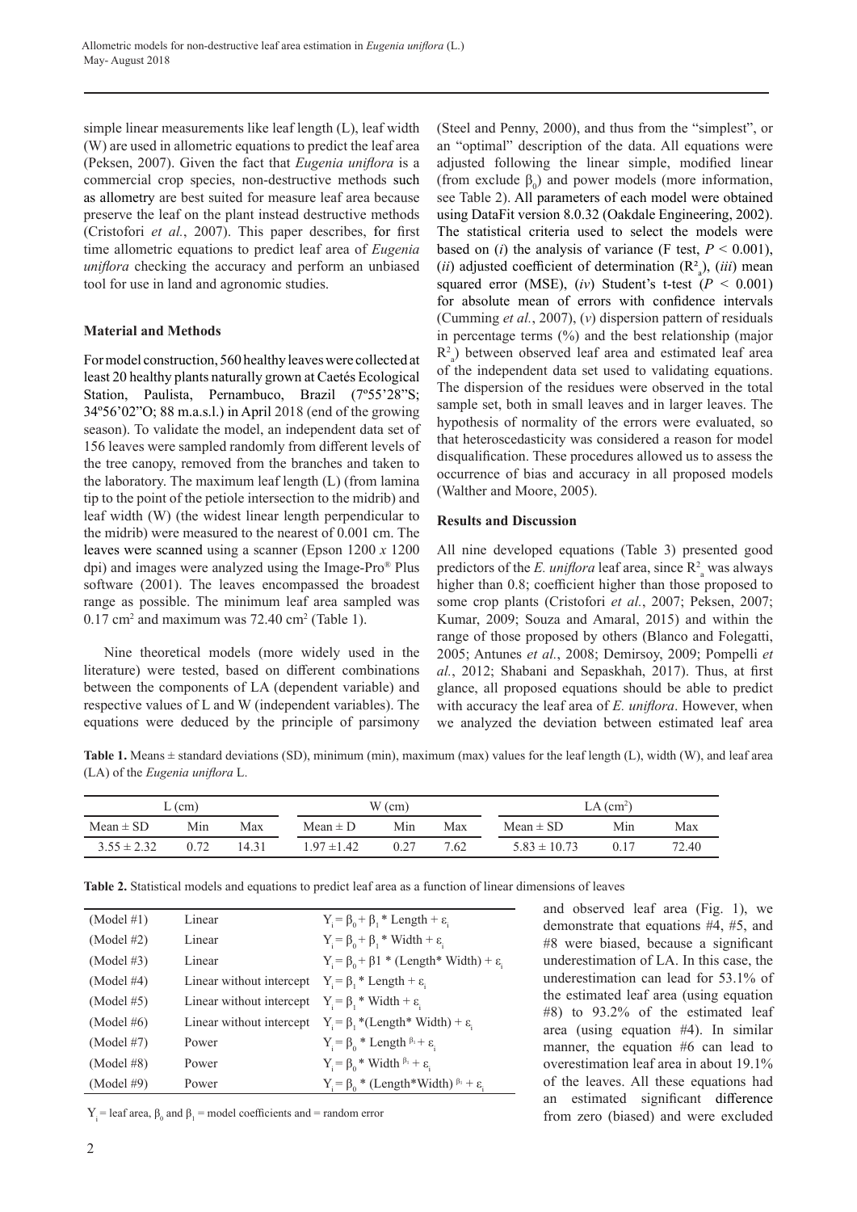simple linear measurements like leaf length (L), leaf width (W) are used in allometric equations to predict the leaf area (Peksen, 2007). Given the fact that *Eugenia uniflora* is a commercial crop species, non-destructive methods such as allometry are best suited for measure leaf area because preserve the leaf on the plant instead destructive methods (Cristofori *et al.*, 2007). This paper describes, for first time allometric equations to predict leaf area of *Eugenia uniflora* checking the accuracy and perform an unbiased tool for use in land and agronomic studies.

## Material and Methods

For model construction, 560 healthy leaves were collected at least 20 healthy plants naturally grown at Caetés Ecological Station, Paulista, Pernambuco, Brazil (7º55'28"S; 34º56'02"O; 88 m.a.s.l.) in April 2018 (end of the growing season). To validate the model, an independent data set of 156 leaves were sampled randomly from different levels of the tree canopy, removed from the branches and taken to the laboratory. The maximum leaf length (L) (from lamina tip to the point of the petiole intersection to the midrib) and leaf width (W) (the widest linear length perpendicular to the midrib) were measured to the nearest of 0.001 cm. The leaves were scanned using a scanner (Epson 1200 *x* 1200 dpi) and images were analyzed using the Image-Pro® Plus software (2001). The leaves encompassed the broadest range as possible. The minimum leaf area sampled was 0.17 cm² and maximum was 72.40 cm² (Table 1).

Nine theoretical models (more widely used in the literature) were tested, based on different combinations between the components of LA (dependent variable) and respective values of L and W (independent variables). The equations were deduced by the principle of parsimony (Steel and Penny, 2000), and thus from the "simplest", or an "optimal" description of the data. All equations were adjusted following the linear simple, modified linear (from exclude $\beta_0$) and power models (more information, see Table 2). All parameters of each model were obtained using DataFit version 8.0.32 (Oakdale Engineering, 2002). The statistical criteria used to select the models were based on (*i*) the analysis of variance (F test, $P < 0.001$), (*ii*) adjusted coefficient of determination ($R^2_a$), (*iii*) mean squared error (MSE), (*iv*) Student's t-test ($P < 0.001$) for absolute mean of errors with confidence intervals (Cumming *et al.*, 2007), (*v*) dispersion pattern of residuals in percentage terms (%) and the best relationship (major $R^2_a$) between observed leaf area and estimated leaf area of the independent data set used to validating equations. The dispersion of the residues were observed in the total sample set, both in small leaves and in larger leaves. The hypothesis of normality of the errors were evaluated, so that heteroscedasticity was considered a reason for model disqualification. These procedures allowed us to assess the occurrence of bias and accuracy in all proposed models (Walther and Moore, 2005).

## Results and Discussion

All nine developed equations (Table 3) presented good predictors of the *E. uniflora* leaf area, since $R^2_a$ was always higher than 0.8; coefficient higher than those proposed to some crop plants (Cristofori *et al.*, 2007; Peksen, 2007; Kumar, 2009; Souza and Amaral, 2015) and within the range of those proposed by others (Blanco and Folegatti, 2005; Antunes *et al.*, 2008; Demirsoy, 2009; Pompelli *et al.*, 2012; Shabani and Sepaskhah, 2017). Thus, at first glance, all proposed equations should be able to predict with accuracy the leaf area of *E. uniflora*. However, when we analyzed the deviation between estimated leaf area and observed leaf area (Fig. 1), we demonstrate that equations #4, #5, and #8 were biased, because a significant underestimation of LA. In this case, the underestimation can lead for 53.1% of the estimated leaf area (using equation #8) to 93.2% of the estimated leaf area (using equation #4). In similar manner, the equation #6 can lead to overestimation leaf area in about 19.1% of the leaves. All these equations had an estimated significant difference from zero (biased) and were excluded

**Table 1.** Means ± standard deviations (SD), minimum (min), maximum (max) values for the leaf length (L), width (W), and leaf area (LA) of the *Eugenia uniflora* L.

| L (cm) | | | W (cm) | | | LA (cm²) | | |
|---|---|---|---|---|---|---|---|---|
| Mean ± SD | Min | Max | Mean ± D | Min | Max | Mean ± SD | Min | Max |
| 3.55 ± 2.32 | 0.72 | 14.31 | 1.97 ±1.42 | 0.27 | 7.62 | 5.83 ± 10.73 | 0.17 | 72.40 |

**Table 2.** Statistical models and equations to predict leaf area as a function of linear dimensions of leaves

| | | |
|---|---|---|
| (Model #1) | Linear | $Y_i = \beta_0 + \beta_1 * \text{Length} + \varepsilon_i$ |
| (Model #2) | Linear | $Y_i = \beta_0 + \beta_1 * \text{Width} + \varepsilon_i$ |
| (Model #3) | Linear | $Y_i = \beta_0 + \beta 1 * (\text{Length}* \text{Width}) + \varepsilon_i$ |
| (Model #4) | Linear without intercept | $Y_i = \beta_1 * \text{Length} + \varepsilon_i$ |
| (Model #5) | Linear without intercept | $Y_i = \beta_1 * \text{Width} + \varepsilon_i$ |
| (Model #6) | Linear without intercept | $Y_i = \beta_1 *(\text{Length}* \text{Width}) + \varepsilon_i$ |
| (Model #7) | Power | $Y_i = \beta_0 * \text{Length}^{\beta_1} + \varepsilon_i$ |
| (Model #8) | Power | $Y_i = \beta_0 * \text{Width}^{\beta_1} + \varepsilon_i$ |
| (Model #9) | Power | $Y_i = \beta_0 * (\text{Length}*\text{Width})^{\beta_1} + \varepsilon_i$ |

$Y_i$ = leaf area, $\beta_0$ and $\beta_1$ = model coefficients and = random error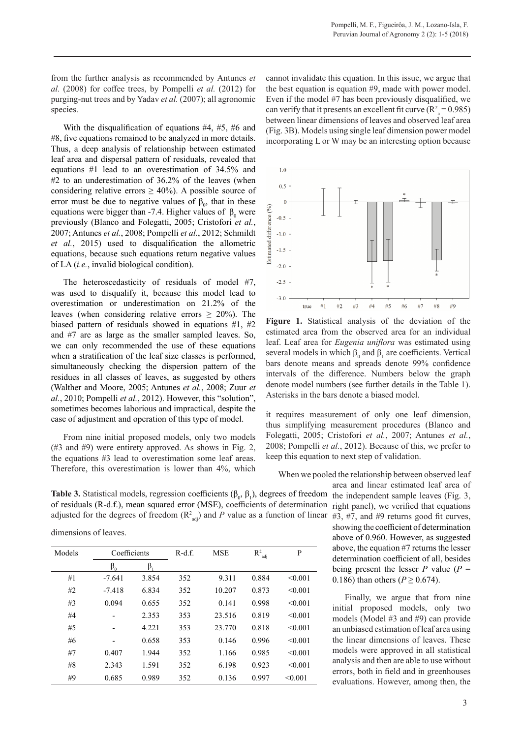from the further analysis as recommended by Antunes *et al.* (2008) for coffee trees, by Pompelli *et al.* (2012) for purging-nut trees and by Yadav *et al.* (2007); all agronomic species.

With the disqualification of equations #4, #5, #6 and #8, five equations remained to be analyzed in more details. Thus, a deep analysis of relationship between estimated leaf area and dispersal pattern of residuals, revealed that equations #1 lead to an overestimation of 34.5% and #2 to an underestimation of 36.2% of the leaves (when considering relative errors ≥ 40%). A possible source of error must be due to negative values of $\beta_0$, that in these equations were bigger than -7.4. Higher values of $\beta_0$ were previously (Blanco and Folegatti, 2005; Cristofori *et al.*, 2007; Antunes *et al.*, 2008; Pompelli *et al.*, 2012; Schmildt *et al.*, 2015) used to disqualification the allometric equations, because such equations return negative values of LA (*i.e.*, invalid biological condition).

The heteroscedasticity of residuals of model #7, was used to disqualify it, because this model lead to overestimation or underestimation on 21.2% of the leaves (when considering relative errors ≥ 20%). The biased pattern of residuals showed in equations #1, #2 and #7 are as large as the smaller sampled leaves. So, we can only recommended the use of these equations when a stratification of the leaf size classes is performed, simultaneously checking the dispersion pattern of the residues in all classes of leaves, as suggested by others (Walther and Moore, 2005; Antunes *et al.*, 2008; Zuur *et al.*, 2010; Pompelli *et al.*, 2012). However, this "solution", sometimes becomes laborious and impractical, despite the ease of adjustment and operation of this type of model.

From nine initial proposed models, only two models (#3 and #9) were entirety approved. As shows in Fig. 2, the equations #3 lead to overestimation some leaf areas. Therefore, this overestimation is lower than 4%, which cannot invalidate this equation. In this issue, we argue that the best equation is equation #9, made with power model. Even if the model #7 has been previously disqualified, we can verify that it presents an excellent fit curve ($R^2_a = 0.985$) between linear dimensions of leaves and observed leaf area (Fig. 3B). Models using single leaf dimension power model incorporating L or W may be an interesting option because

1.0
0.5
0
-0.5
-1.0
-1.5
-2.0
-2.5
-3.0
Estimated difference (%)
true #1 #2 #3 #4 #5 #6 #7 #8 #9
*
*
*
*

**Figure 1.** Statistical analysis of the deviation of the estimated area from the observed area for an individual leaf. Leaf area for *Eugenia uniflora* was estimated using several models in which $\beta_0$ and $\beta_1$ are coefficients. Vertical bars denote means and spreads denote 99% confidence intervals of the difference. Numbers below the graph denote model numbers (see further details in the Table 1). Asterisks in the bars denote a biased model.

it requires measurement of only one leaf dimension, thus simplifying measurement procedures (Blanco and Folegatti, 2005; Cristofori *et al.*, 2007; Antunes *et al.*, 2008; Pompelli *et al.*, 2012). Because of this, we prefer to keep this equation to next step of validation.

When we pooled the relationship between observed leaf area and linear estimated leaf area of the independent sample leaves (Fig. 3, right panel), we verified that equations #3, #7, and #9 returns good fit curves, showing the coefficient of determination above of 0.960. However, as suggested above, the equation #7 returns the lesser determination coefficient of all, besides being present the lesser *P* value ($P = 0.186$) than others ($P \geq 0.674$).

Finally, we argue that from nine initial proposed models, only two models (Model #3 and #9) can provide an unbiased estimation of leaf area using the linear dimensions of leaves. These models were approved in all statistical analysis and then are able to use without errors, both in field and in greenhouses evaluations. However, among then, the

**Table 3.** Statistical models, regression coefficients ($\beta_0$, $\beta_1$), degrees of freedom of residuals (R-d.f.), mean squared error (MSE), coefficients of determination adjusted for the degrees of freedom ($R^2_{adj}$) and *P* value as a function of linear dimensions of leaves.

| Models | Coefficients | | R-d.f. | MSE | $R^2_{adj}$ | P |
|---|---|---|---|---|---|---|
| | $\beta_0$ | $\beta_1$ | | | | |
| #1 | -7.641 | 3.854 | 352 | 9.311 | 0.884 | <0.001 |
| #2 | -7.418 | 6.834 | 352 | 10.207 | 0.873 | <0.001 |
| #3 | 0.094 | 0.655 | 352 | 0.141 | 0.998 | <0.001 |
| #4 | - | 2.353 | 353 | 23.516 | 0.819 | <0.001 |
| #5 | - | 4.221 | 353 | 23.770 | 0.818 | <0.001 |
| #6 | - | 0.658 | 353 | 0.146 | 0.996 | <0.001 |
| #7 | 0.407 | 1.944 | 352 | 1.166 | 0.985 | <0.001 |
| #8 | 2.343 | 1.591 | 352 | 6.198 | 0.923 | <0.001 |
| #9 | 0.685 | 0.989 | 352 | 0.136 | 0.997 | <0.001 |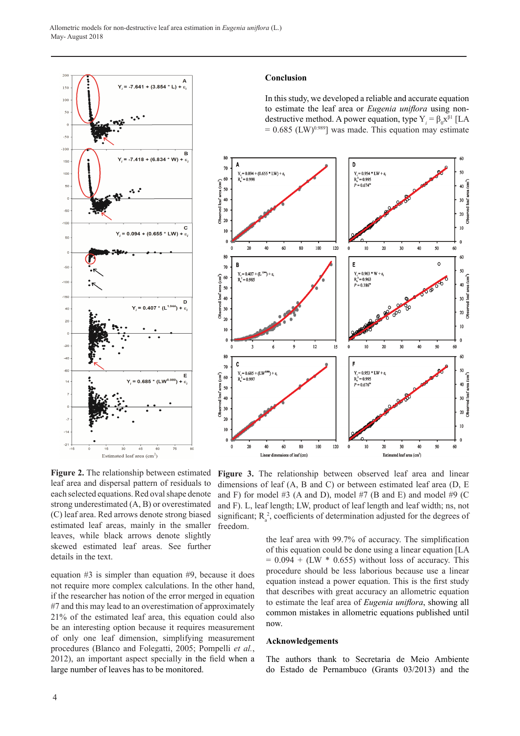Y$_i$ = -7.641 + (3.854 * L) + ε$_i$

A

Y$_i$ = -7.418 + (6.834 * W) + ε$_i$

B

Y$_i$ = 0.094 + (0.655 * LW) + ε$_i$

C

Y$_i$ = 0.407 * (L$^{1.944}$) + ε$_i$

D

Y$_i$ = 0.685 * (LW$^{0.989}$) + ε$_i$

E

Estimated leaf area (cm$^2$)

**Figure 2.** The relationship between estimated leaf area and dispersal pattern of residuals to each selected equations. Red oval shape denote strong underestimated (A, B) or overestimated (C) leaf area. Red arrows denote strong biased estimated leaf areas, mainly in the smaller leaves, while black arrows denote slightly skewed estimated leaf areas. See further details in the text.

A

Y$_i$ = 0.094 + (0.655 * LW) + ε$_i$

R$_a^2$ = 0.998

D

Y$_i$ = 0.954 * LW + ε$_i$

R$_a^2$ = 0.995

P = 0.674$^{ns}$

B

Y$_i$ = 0.407 + (L$^{1.944}$) + ε$_i$

R$_a^2$ = 0.985

E

Y$_i$ = 0.963 * W + ε$_i$

R$_a^2$ = 0.963

P = 0.186$^{ns}$

C

Y$_i$ = 0.685 + (LW$^{0.989}$) + ε$_i$

R$_a^2$ = 0.997

F

Y$_i$ = 0.953 * LW + ε$_i$

R$_a^2$ = 0.995

P = 0.676$^{ns}$

Observed leaf area (cm$^2$)

Linear dimensions of leaf (cm)

Estimated leaf area (cm$^2$)

**Figure 3.** The relationship between observed leaf area and linear dimensions of leaf (A, B and C) or between estimated leaf area (D, E and F) for model #3 (A and D), model #7 (B and E) and model #9 (C and F). L, leaf length; LW, product of leaf length and leaf width; ns, not significant; $R_a^2$, coefficients of determination adjusted for the degrees of freedom.

equation #3 is simpler than equation #9, because it does not require more complex calculations. In the other hand, if the researcher has notion of the error merged in equation #7 and this may lead to an overestimation of approximately 21% of the estimated leaf area, this equation could also be an interesting option because it requires measurement of only one leaf dimension, simplifying measurement procedures (Blanco and Folegatti, 2005; Pompelli *et al.*, 2012), an important aspect specially in the field when a large number of leaves has to be monitored.

## Conclusion

In this study, we developed a reliable and accurate equation to estimate the leaf area or *Eugenia uniflora* using non-destructive method. A power equation, type $Y_i = \beta_0 x^{\beta 1}$ [LA = 0.685 (LW)$^{0.989}$] was made. This equation may estimate the leaf area with 99.7% of accuracy. The simplification of this equation could be done using a linear equation [LA = 0.094 + (LW * 0.655)] without loss of accuracy. This procedure should be less laborious because use a linear equation instead a power equation. This is the first study that describes with great accuracy an allometric equation to estimate the leaf area of *Eugenia uniflora*, showing all common mistakes in allometric equations published until now.

## Acknowledgements

The authors thank to Secretaria de Meio Ambiente do Estado de Pernambuco (Grants 03/2013) and the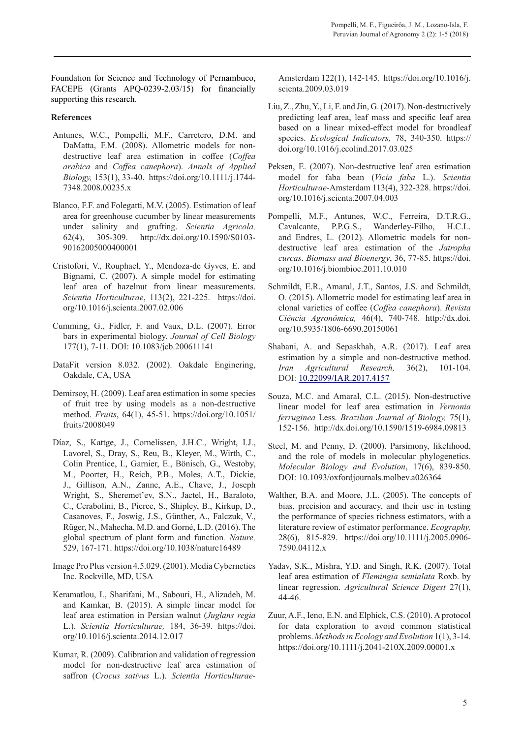Foundation for Science and Technology of Pernambuco, FACEPE (Grants APQ-0239-2.03/15) for financially supporting this research.

**References**

Antunes, W.C., Pompelli, M.F., Carretero, D.M. and DaMatta, F.M. (2008). Allometric models for non-destructive leaf area estimation in coffee (*Coffea arabica* and *Coffea canephora*). *Annals of Applied Biology,* 153(1), 33-40. https://doi.org/10.1111/j.1744-7348.2008.00235.x

Blanco, F.F. and Folegatti, M.V. (2005). Estimation of leaf area for greenhouse cucumber by linear measurements under salinity and grafting. *Scientia Agricola,* 62(4), 305-309. http://dx.doi.org/10.1590/S0103-90162005000400001

Cristofori, V., Rouphael, Y., Mendoza-de Gyves, E. and Bignami, C. (2007). A simple model for estimating leaf area of hazelnut from linear measurements. *Scientia Horticulturae*, 113(2), 221-225. https://doi.org/10.1016/j.scienta.2007.02.006

Cumming, G., Fidler, F. and Vaux, D.L. (2007). Error bars in experimental biology. *Journal of Cell Biology* 177(1), 7-11. DOI: 10.1083/jcb.200611141

DataFit version 8.032. (2002). Oakdale Enginering, Oakdale, CA, USA

Demirsoy, H. (2009). Leaf area estimation in some species of fruit tree by using models as a non-destructive method. *Fruits*, 64(1), 45-51. https://doi.org/10.1051/fruits/2008049

Díaz, S., Kattge, J., Cornelissen, J.H.C., Wright, I.J., Lavorel, S., Dray, S., Reu, B., Kleyer, M., Wirth, C., Colin Prentice, I., Garnier, E., Bönisch, G., Westoby, M., Poorter, H., Reich, P.B., Moles, A.T., Dickie, J., Gillison, A.N., Zanne, A.E., Chave, J., Joseph Wright, S., Sheremet'ev, S.N., Jactel, H., Baraloto, C., Cerabolini, B., Pierce, S., Shipley, B., Kirkup, D., Casanoves, F., Joswig, J.S., Günther, A., Falczuk, V., Rüger, N., Mahecha, M.D. and Gorné, L.D. (2016). The global spectrum of plant form and function*. Nature,* 529, 167-171. https://doi.org/10.1038/nature16489

Image Pro Plus version 4.5.029. (2001). Media Cybernetics Inc. Rockville, MD, USA

Keramatlou, I., Sharifani, M., Sabouri, H., Alizadeh, M. and Kamkar, B. (2015). A simple linear model for leaf area estimation in Persian walnut (*Juglans regia* L.). *Scientia Horticulturae,* 184, 36-39. https://doi.org/10.1016/j.scienta.2014.12.017

Kumar, R. (2009). Calibration and validation of regression model for non-destructive leaf area estimation of saffron (*Crocus sativus* L.). *Scientia Horticulturae*-Amsterdam 122(1), 142-145. https://doi.org/10.1016/j.scienta.2009.03.019

Liu, Z., Zhu, Y., Li, F. and Jin, G. (2017). Non-destructively predicting leaf area, leaf mass and specific leaf area based on a linear mixed-effect model for broadleaf species. *Ecological Indicators,* 78, 340-350. https://doi.org/10.1016/j.ecolind.2017.03.025

Peksen, E. (2007). Non-destructive leaf area estimation model for faba bean (*Vicia faba* L.). *Scientia Horticulturae*-Amsterdam 113(4), 322-328. https://doi.org/10.1016/j.scienta.2007.04.003

Pompelli, M.F., Antunes, W.C., Ferreira, D.T.R.G., Cavalcante, P.P.G.S., Wanderley-Filho, H.C.L. and Endres, L. (2012). Allometric models for non-destructive leaf area estimation of the *Jatropha curcas*. *Biomass and Bioenergy*, 36, 77-85. https://doi.org/10.1016/j.biombioe.2011.10.010

Schmildt, E.R., Amaral, J.T., Santos, J.S. and Schmildt, O. (2015). Allometric model for estimating leaf area in clonal varieties of coffee (*Coffea canephora*). *Revista Ciência Agronômica,* 46(4), 740-748. http://dx.doi.org/10.5935/1806-6690.20150061

Shabani, A. and Sepaskhah, A.R. (2017). Leaf area estimation by a simple and non-destructive method. *Iran Agricultural Research,* 36(2), 101-104. DOI: 10.22099/IAR.2017.4157

Souza, M.C. and Amaral, C.L. (2015). Non-destructive linear model for leaf area estimation in *Vernonia ferruginea* Less. *Brazilian Journal of Biology,* 75(1), 152-156. http://dx.doi.org/10.1590/1519-6984.09813

Steel, M. and Penny, D. (2000). Parsimony, likelihood, and the role of models in molecular phylogenetics. *Molecular Biology and Evolution*, 17(6), 839-850. DOI: 10.1093/oxfordjournals.molbev.a026364

Walther, B.A. and Moore, J.L. (2005). The concepts of bias, precision and accuracy, and their use in testing the performance of species richness estimators, with a literature review of estimator performance. *Ecography,* 28(6), 815-829. https://doi.org/10.1111/j.2005.0906-7590.04112.x

Yadav, S.K., Mishra, Y.D. and Singh, R.K. (2007). Total leaf area estimation of *Flemingia semialata* Roxb. by linear regression. *Agricultural Science Digest* 27(1), 44-46.

Zuur, A.F., Ieno, E.N. and Elphick, C.S. (2010). A protocol for data exploration to avoid common statistical problems. *Methods in Ecology and Evolution* 1(1), 3-14. https://doi.org/10.1111/j.2041-210X.2009.00001.x